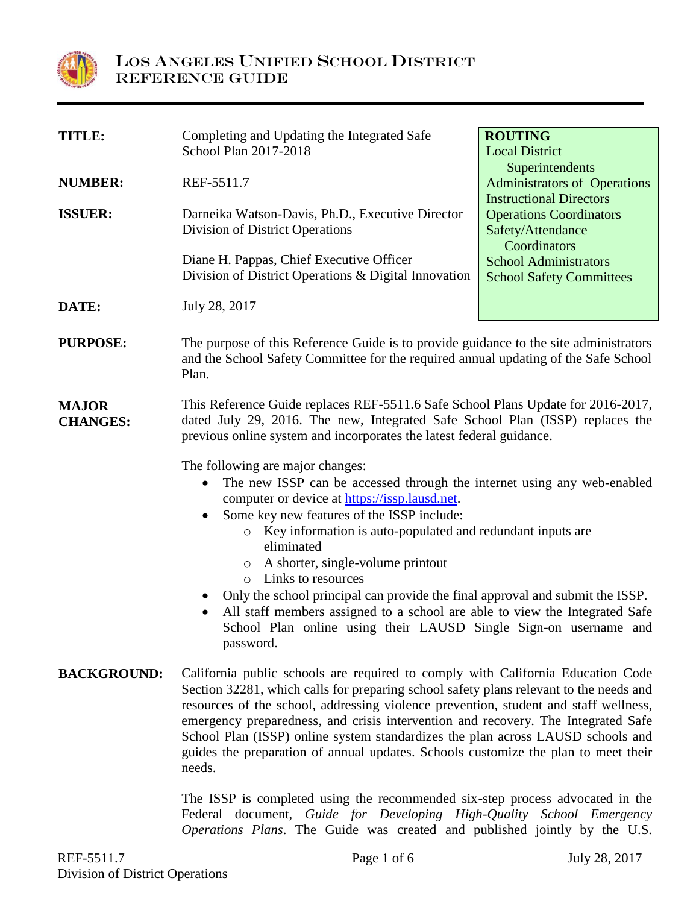# LOS ANGELES UNIFIED SCHOOL DISTRICT
## REFERENCE GUIDE

| | | |
|---|---|---|
| **TITLE:** | Completing and Updating the Integrated Safe School Plan 2017-2018 | **ROUTING**<br>Local District Superintendents<br>Administrators of Operations<br>Instructional Directors<br>Operations Coordinators<br>Safety/Attendance Coordinators<br>School Administrators<br>School Safety Committees |
| **NUMBER:** | REF-5511.7 | |
| **ISSUER:** | Darneika Watson-Davis, Ph.D., Executive Director<br>Division of District Operations<br><br>Diane H. Pappas, Chief Executive Officer<br>Division of District Operations & Digital Innovation | |
| **DATE:** | July 28, 2017 | |

**PURPOSE:** The purpose of this Reference Guide is to provide guidance to the site administrators and the School Safety Committee for the required annual updating of the Safe School Plan.

**MAJOR CHANGES:** This Reference Guide replaces REF-5511.6 Safe School Plans Update for 2016-2017, dated July 29, 2016. The new, Integrated Safe School Plan (ISSP) replaces the previous online system and incorporates the latest federal guidance.

The following are major changes:

- The new ISSP can be accessed through the internet using any web-enabled computer or device at https://issp.lausd.net.
- Some key new features of the ISSP include:
  - Key information is auto-populated and redundant inputs are eliminated
  - A shorter, single-volume printout
  - Links to resources
- Only the school principal can provide the final approval and submit the ISSP.
- All staff members assigned to a school are able to view the Integrated Safe School Plan online using their LAUSD Single Sign-on username and password.

**BACKGROUND:** California public schools are required to comply with California Education Code Section 32281, which calls for preparing school safety plans relevant to the needs and resources of the school, addressing violence prevention, student and staff wellness, emergency preparedness, and crisis intervention and recovery. The Integrated Safe School Plan (ISSP) online system standardizes the plan across LAUSD schools and guides the preparation of annual updates. Schools customize the plan to meet their needs.

The ISSP is completed using the recommended six-step process advocated in the Federal document, *Guide for Developing High-Quality School Emergency Operations Plans*. The Guide was created and published jointly by the U.S.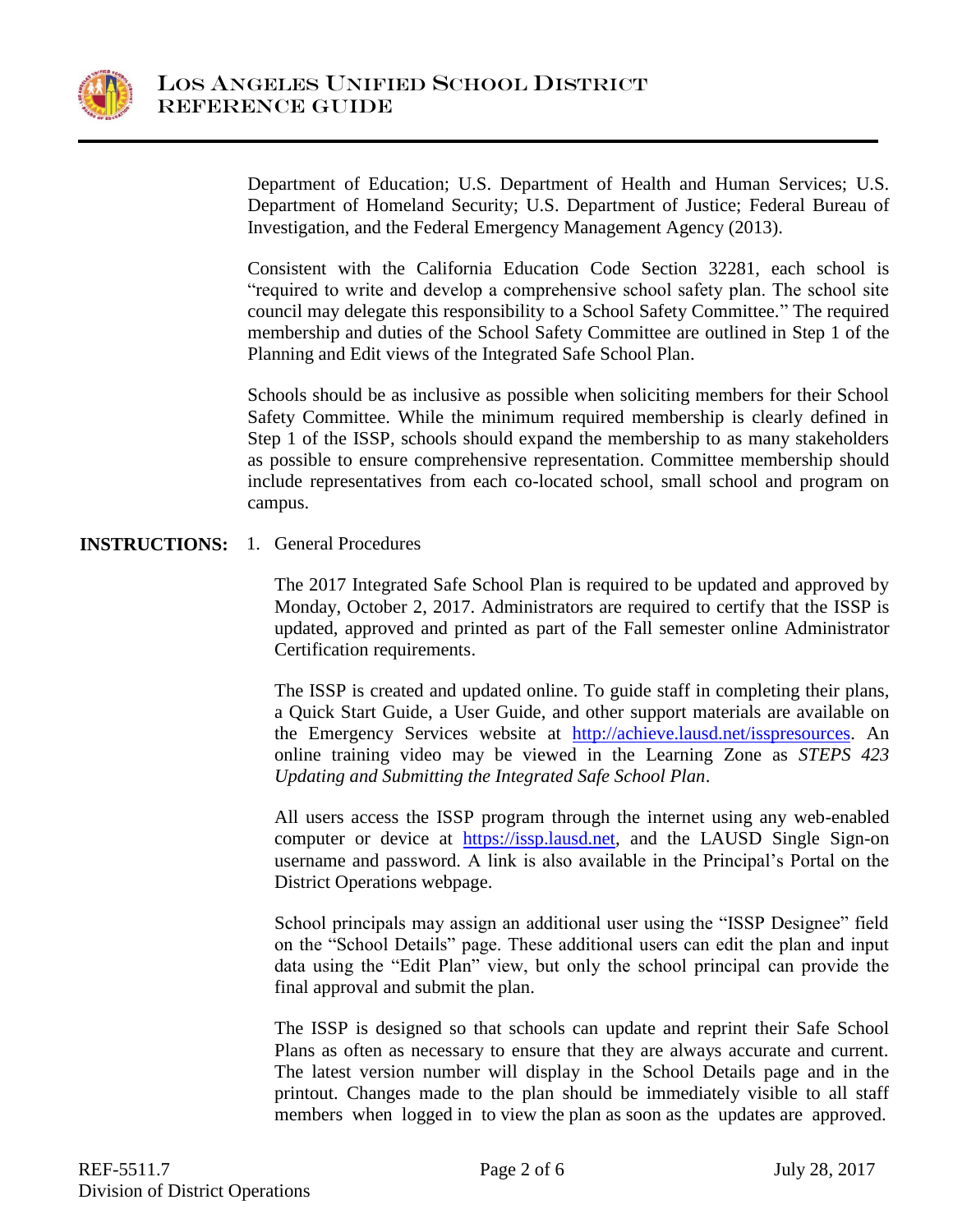Department of Education; U.S. Department of Health and Human Services; U.S. Department of Homeland Security; U.S. Department of Justice; Federal Bureau of Investigation, and the Federal Emergency Management Agency (2013).

Consistent with the California Education Code Section 32281, each school is "required to write and develop a comprehensive school safety plan. The school site council may delegate this responsibility to a School Safety Committee." The required membership and duties of the School Safety Committee are outlined in Step 1 of the Planning and Edit views of the Integrated Safe School Plan.

Schools should be as inclusive as possible when soliciting members for their School Safety Committee. While the minimum required membership is clearly defined in Step 1 of the ISSP, schools should expand the membership to as many stakeholders as possible to ensure comprehensive representation. Committee membership should include representatives from each co-located school, small school and program on campus.

**INSTRUCTIONS:** 1. General Procedures

The 2017 Integrated Safe School Plan is required to be updated and approved by Monday, October 2, 2017. Administrators are required to certify that the ISSP is updated, approved and printed as part of the Fall semester online Administrator Certification requirements.

The ISSP is created and updated online. To guide staff in completing their plans, a Quick Start Guide, a User Guide, and other support materials are available on the Emergency Services website at [http://achieve.lausd.net/issp resources](http://achieve.lausd.net/isspresources). An online training video may be viewed in the Learning Zone as *STEPS 423 Updating and Submitting the Integrated Safe School Plan*.

All users access the ISSP program through the internet using any web-enabled computer or device at [https://issp.lausd.net](https://issp.lausd.net), and the LAUSD Single Sign-on username and password. A link is also available in the Principal's Portal on the District Operations webpage.

School principals may assign an additional user using the "ISSP Designee" field on the "School Details" page. These additional users can edit the plan and input data using the "Edit Plan" view, but only the school principal can provide the final approval and submit the plan.

The ISSP is designed so that schools can update and reprint their Safe School Plans as often as necessary to ensure that they are always accurate and current. The latest version number will display in the School Details page and in the printout. Changes made to the plan should be immediately visible to all staff members when logged in to view the plan as soon as the updates are approved.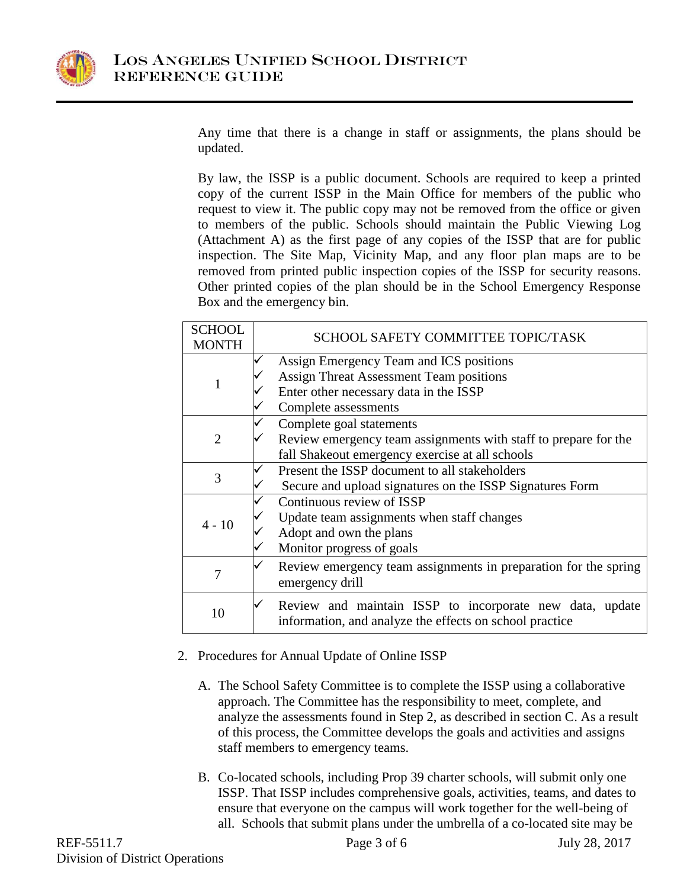Any time that there is a change in staff or assignments, the plans should be updated.

By law, the ISSP is a public document. Schools are required to keep a printed copy of the current ISSP in the Main Office for members of the public who request to view it. The public copy may not be removed from the office or given to members of the public. Schools should maintain the Public Viewing Log (Attachment A) as the first page of any copies of the ISSP that are for public inspection. The Site Map, Vicinity Map, and any floor plan maps are to be removed from printed public inspection copies of the ISSP for security reasons. Other printed copies of the plan should be in the School Emergency Response Box and the emergency bin.

| SCHOOL MONTH | SCHOOL SAFETY COMMITTEE TOPIC/TASK |
| --- | --- |
| 1 | ✓ Assign Emergency Team and ICS positions<br>✓ Assign Threat Assessment Team positions<br>✓ Enter other necessary data in the ISSP<br>✓ Complete assessments |
| 2 | ✓ Complete goal statements<br>✓ Review emergency team assignments with staff to prepare for the fall Shakeout emergency exercise at all schools |
| 3 | ✓ Present the ISSP document to all stakeholders<br>✓ Secure and upload signatures on the ISSP Signatures Form |
| 4 - 10 | ✓ Continuous review of ISSP<br>✓ Update team assignments when staff changes<br>✓ Adopt and own the plans<br>✓ Monitor progress of goals |
| 7 | ✓ Review emergency team assignments in preparation for the spring emergency drill |
| 10 | ✓ Review and maintain ISSP to incorporate new data, update information, and analyze the effects on school practice |

2. Procedures for Annual Update of Online ISSP

   A. The School Safety Committee is to complete the ISSP using a collaborative approach. The Committee has the responsibility to meet, complete, and analyze the assessments found in Step 2, as described in section C. As a result of this process, the Committee develops the goals and activities and assigns staff members to emergency teams.

   B. Co-located schools, including Prop 39 charter schools, will submit only one ISSP. That ISSP includes comprehensive goals, activities, teams, and dates to ensure that everyone on the campus will work together for the well-being of all. Schools that submit plans under the umbrella of a co-located site may be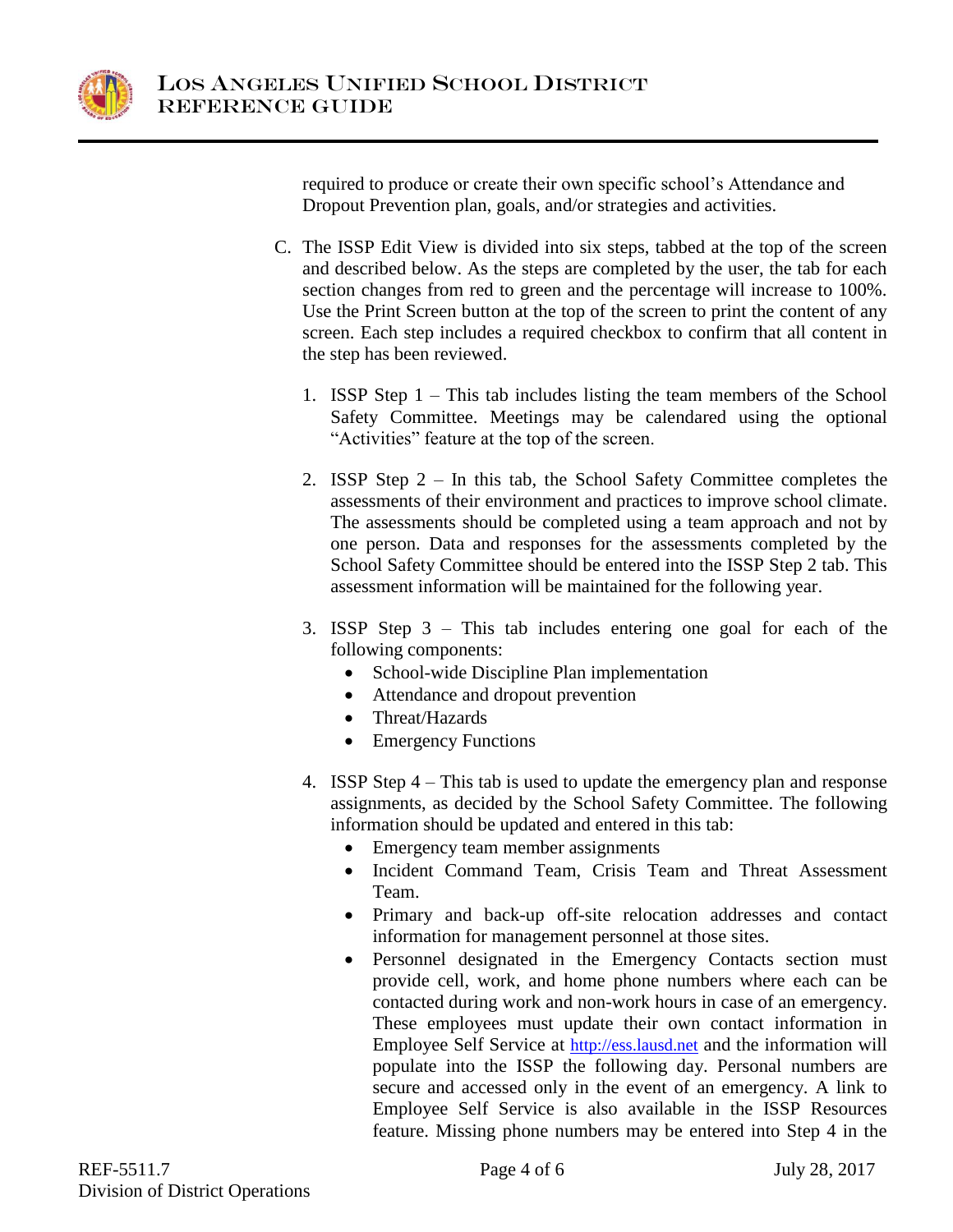required to produce or create their own specific school's Attendance and Dropout Prevention plan, goals, and/or strategies and activities.

C. The ISSP Edit View is divided into six steps, tabbed at the top of the screen and described below. As the steps are completed by the user, the tab for each section changes from red to green and the percentage will increase to 100%. Use the Print Screen button at the top of the screen to print the content of any screen. Each step includes a required checkbox to confirm that all content in the step has been reviewed.

   1. ISSP Step 1 – This tab includes listing the team members of the School Safety Committee. Meetings may be calendared using the optional "Activities" feature at the top of the screen.

   2. ISSP Step 2 – In this tab, the School Safety Committee completes the assessments of their environment and practices to improve school climate. The assessments should be completed using a team approach and not by one person. Data and responses for the assessments completed by the School Safety Committee should be entered into the ISSP Step 2 tab. This assessment information will be maintained for the following year.

   3. ISSP Step 3 – This tab includes entering one goal for each of the following components:
      - School-wide Discipline Plan implementation
      - Attendance and dropout prevention
      - Threat/Hazards
      - Emergency Functions

   4. ISSP Step 4 – This tab is used to update the emergency plan and response assignments, as decided by the School Safety Committee. The following information should be updated and entered in this tab:
      - Emergency team member assignments
      - Incident Command Team, Crisis Team and Threat Assessment Team.
      - Primary and back-up off-site relocation addresses and contact information for management personnel at those sites.
      - Personnel designated in the Emergency Contacts section must provide cell, work, and home phone numbers where each can be contacted during work and non-work hours in case of an emergency. These employees must update their own contact information in Employee Self Service at http://ess.lausd.net and the information will populate into the ISSP the following day. Personal numbers are secure and accessed only in the event of an emergency. A link to Employee Self Service is also available in the ISSP Resources feature. Missing phone numbers may be entered into Step 4 in the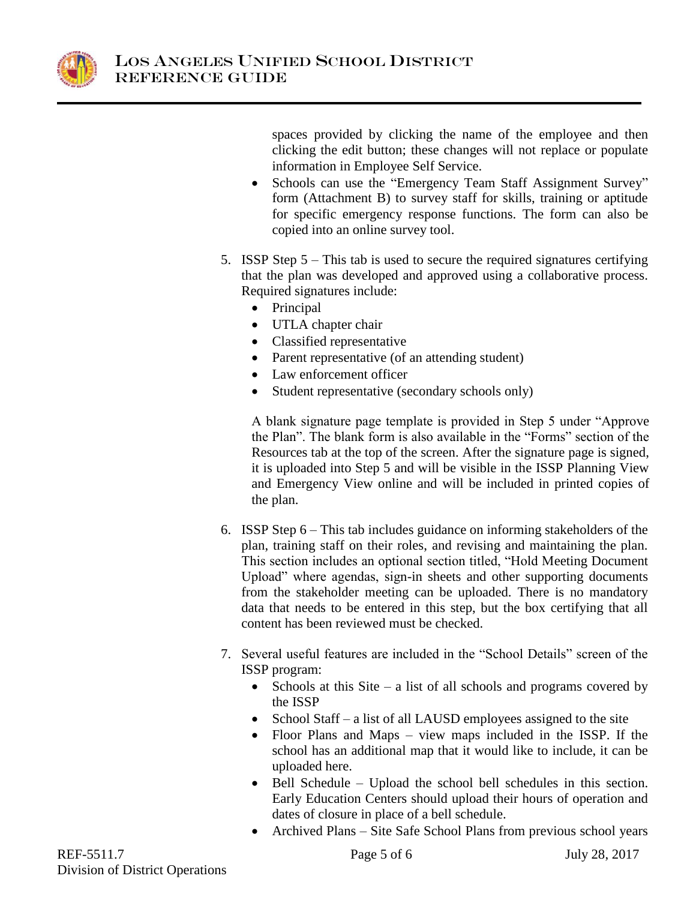spaces provided by clicking the name of the employee and then clicking the edit button; these changes will not replace or populate information in Employee Self Service.

- Schools can use the "Emergency Team Staff Assignment Survey" form (Attachment B) to survey staff for skills, training or aptitude for specific emergency response functions. The form can also be copied into an online survey tool.

5. ISSP Step 5 – This tab is used to secure the required signatures certifying that the plan was developed and approved using a collaborative process. Required signatures include:
   - Principal
   - UTLA chapter chair
   - Classified representative
   - Parent representative (of an attending student)
   - Law enforcement officer
   - Student representative (secondary schools only)

   A blank signature page template is provided in Step 5 under "Approve the Plan". The blank form is also available in the "Forms" section of the Resources tab at the top of the screen. After the signature page is signed, it is uploaded into Step 5 and will be visible in the ISSP Planning View and Emergency View online and will be included in printed copies of the plan.

6. ISSP Step 6 – This tab includes guidance on informing stakeholders of the plan, training staff on their roles, and revising and maintaining the plan. This section includes an optional section titled, "Hold Meeting Document Upload" where agendas, sign-in sheets and other supporting documents from the stakeholder meeting can be uploaded. There is no mandatory data that needs to be entered in this step, but the box certifying that all content has been reviewed must be checked.

7. Several useful features are included in the "School Details" screen of the ISSP program:
   - Schools at this Site – a list of all schools and programs covered by the ISSP
   - School Staff – a list of all LAUSD employees assigned to the site
   - Floor Plans and Maps – view maps included in the ISSP. If the school has an additional map that it would like to include, it can be uploaded here.
   - Bell Schedule – Upload the school bell schedules in this section. Early Education Centers should upload their hours of operation and dates of closure in place of a bell schedule.
   - Archived Plans – Site Safe School Plans from previous school years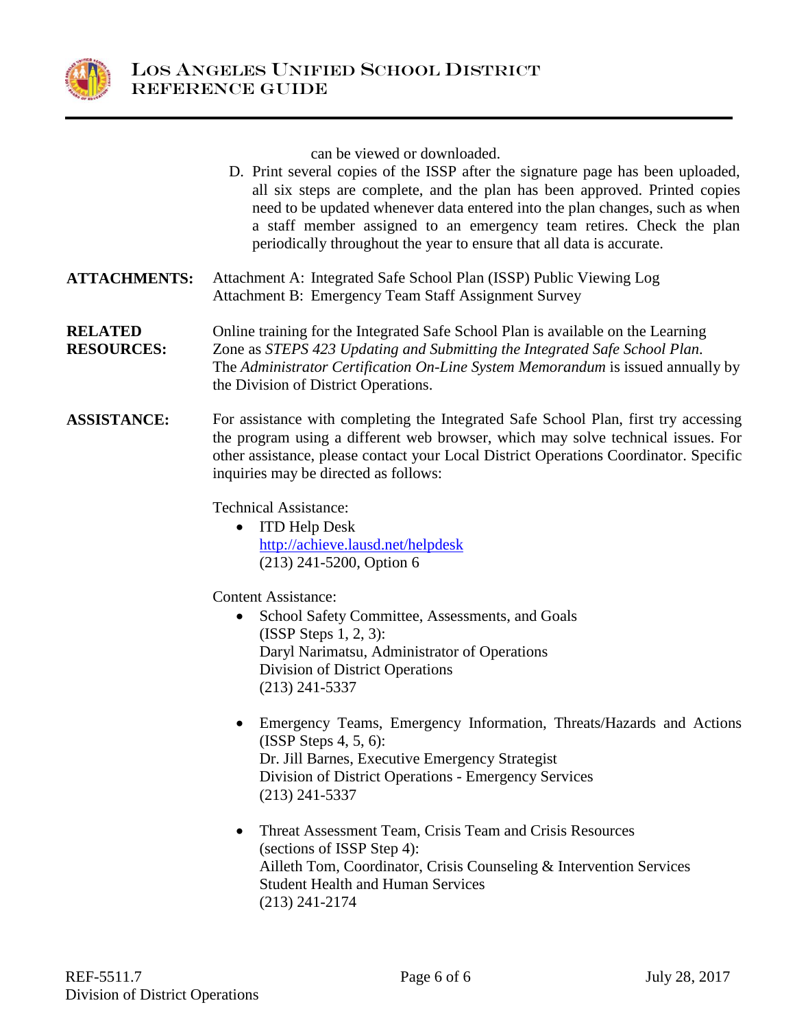can be viewed or downloaded.

D. Print several copies of the ISSP after the signature page has been uploaded, all six steps are complete, and the plan has been approved. Printed copies need to be updated whenever data entered into the plan changes, such as when a staff member assigned to an emergency team retires. Check the plan periodically throughout the year to ensure that all data is accurate.

**ATTACHMENTS:** Attachment A: Integrated Safe School Plan (ISSP) Public Viewing Log
Attachment B: Emergency Team Staff Assignment Survey

**RELATED RESOURCES:** Online training for the Integrated Safe School Plan is available on the Learning Zone as *STEPS 423 Updating and Submitting the Integrated Safe School Plan*. The *Administrator Certification On-Line System Memorandum* is issued annually by the Division of District Operations.

**ASSISTANCE:** For assistance with completing the Integrated Safe School Plan, first try accessing the program using a different web browser, which may solve technical issues. For other assistance, please contact your Local District Operations Coordinator. Specific inquiries may be directed as follows:

Technical Assistance:

- ITD Help Desk
  http://achieve.lausd.net/helpdesk
  (213) 241-5200, Option 6

Content Assistance:

- School Safety Committee, Assessments, and Goals
  (ISSP Steps 1, 2, 3):
  Daryl Narimatsu, Administrator of Operations
  Division of District Operations
  (213) 241-5337

- Emergency Teams, Emergency Information, Threats/Hazards and Actions (ISSP Steps 4, 5, 6):
  Dr. Jill Barnes, Executive Emergency Strategist
  Division of District Operations - Emergency Services
  (213) 241-5337

- Threat Assessment Team, Crisis Team and Crisis Resources
  (sections of ISSP Step 4):
  Ailleth Tom, Coordinator, Crisis Counseling & Intervention Services
  Student Health and Human Services
  (213) 241-2174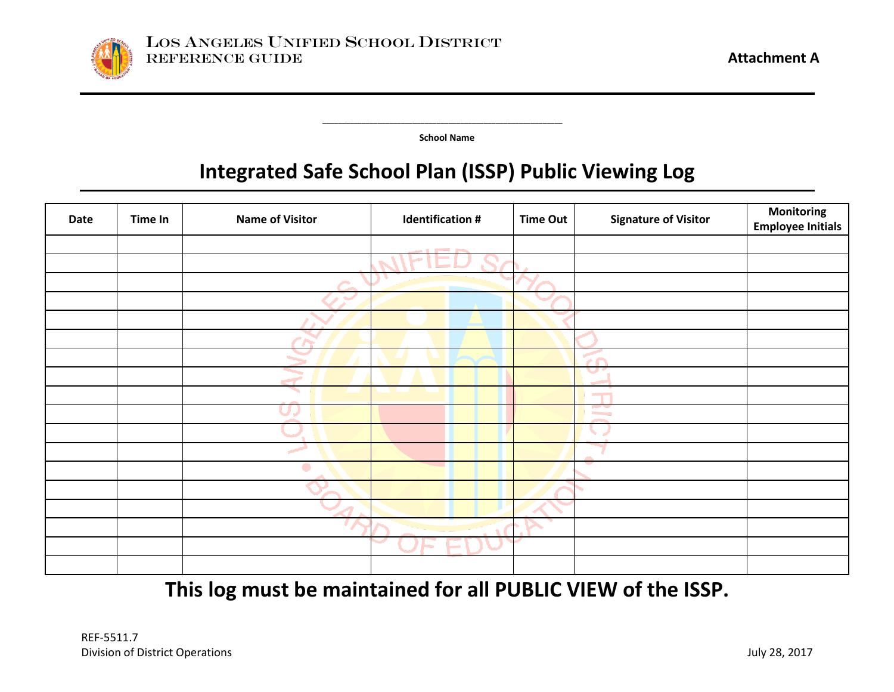Los Angeles Unified School District
REFERENCE GUIDE

**Attachment A**

\_\_\_\_\_\_\_\_\_\_\_\_\_\_\_\_\_\_\_\_\_\_\_\_\_\_\_\_\_\_\_\_\_\_\_\_\_\_\_\_\_\_

**School Name**

# Integrated Safe School Plan (ISSP) Public Viewing Log

| Date | Time In | Name of Visitor | Identification # | Time Out | Signature of Visitor | Monitoring Employee Initials |
|---|---|---|---|---|---|---|
| | | | | | | |
| | | | | | | |
| | | | | | | |
| | | | | | | |
| | | | | | | |
| | | | | | | |
| | | | | | | |
| | | | | | | |
| | | | | | | |
| | | | | | | |
| | | | | | | |
| | | | | | | |
| | | | | | | |
| | | | | | | |
| | | | | | | |
| | | | | | | |
| | | | | | | |
| | | | | | | |

## This log must be maintained for all PUBLIC VIEW of the ISSP.

REF-5511.7
Division of District Operations

July 28, 2017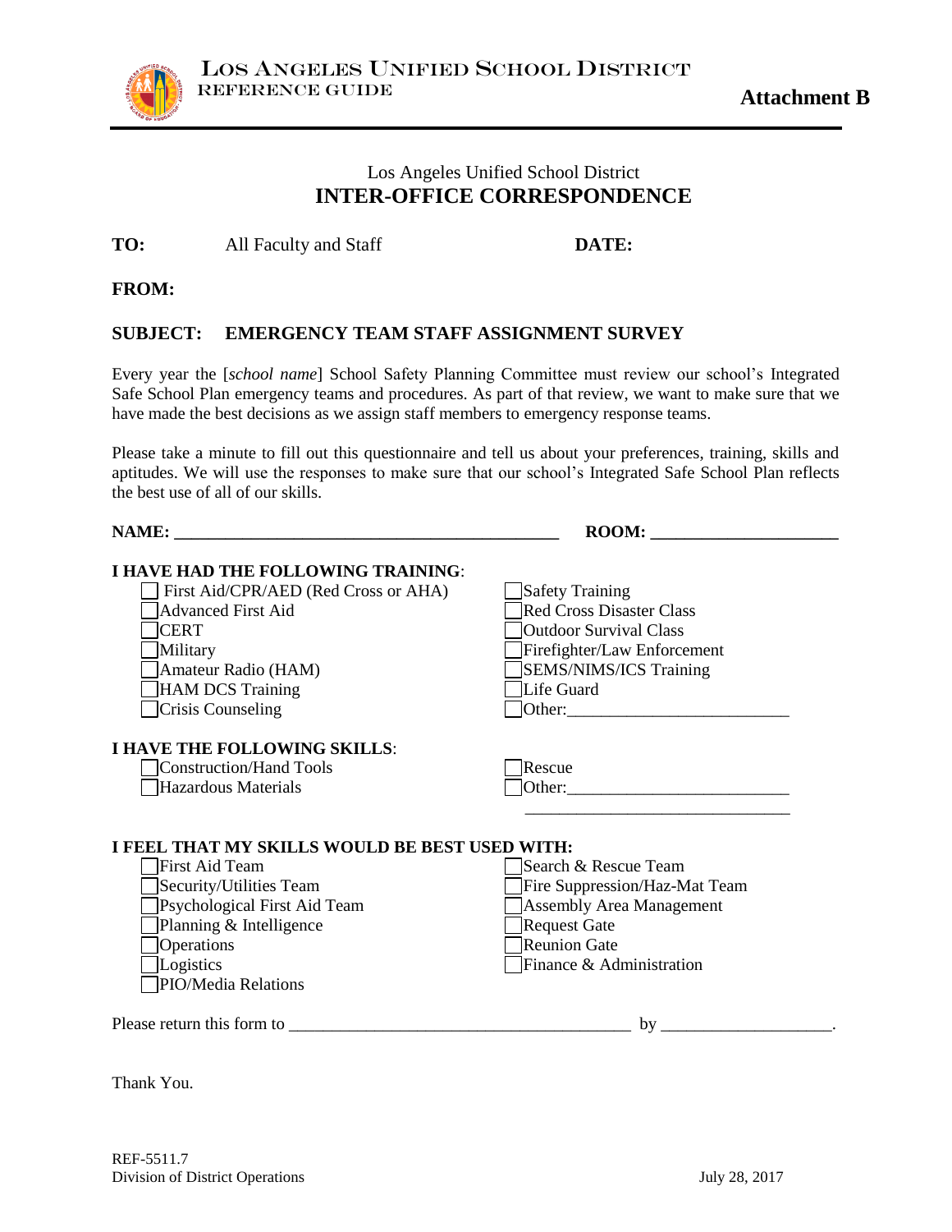**Attachment B**

Los Angeles Unified School District

## INTER-OFFICE CORRESPONDENCE

**TO:** All Faculty and Staff **DATE:**

**FROM:**

**SUBJECT: EMERGENCY TEAM STAFF ASSIGNMENT SURVEY**

Every year the [*school name*] School Safety Planning Committee must review our school's Integrated Safe School Plan emergency teams and procedures. As part of that review, we want to make sure that we have made the best decisions as we assign staff members to emergency response teams.

Please take a minute to fill out this questionnaire and tell us about your preferences, training, skills and aptitudes. We will use the responses to make sure that our school's Integrated Safe School Plan reflects the best use of all of our skills.

**NAME:** ____________________________________________ **ROOM:** ____________________

**I HAVE HAD THE FOLLOWING TRAINING**:

- ☐ First Aid/CPR/AED (Red Cross or AHA)
- ☐ Advanced First Aid
- ☐ CERT
- ☐ Military
- ☐ Amateur Radio (HAM)
- ☐ HAM DCS Training
- ☐ Crisis Counseling
- ☐ Safety Training
- ☐ Red Cross Disaster Class
- ☐ Outdoor Survival Class
- ☐ Firefighter/Law Enforcement
- ☐ SEMS/NIMS/ICS Training
- ☐ Life Guard
- ☐ Other:_________________________

**I HAVE THE FOLLOWING SKILLS**:

- ☐ Construction/Hand Tools
- ☐ Hazardous Materials
- ☐ Rescue
- ☐ Other:_________________________
  _______________________________

**I FEEL THAT MY SKILLS WOULD BE BEST USED WITH:**

- ☐ First Aid Team
- ☐ Security/Utilities Team
- ☐ Psychological First Aid Team
- ☐ Planning & Intelligence
- ☐ Operations
- ☐ Logistics
- ☐ PIO/Media Relations
- ☐ Search & Rescue Team
- ☐ Fire Suppression/Haz-Mat Team
- ☐ Assembly Area Management
- ☐ Request Gate
- ☐ Reunion Gate
- ☐ Finance & Administration

Please return this form to _______________________________________ by ___________________.

Thank You.